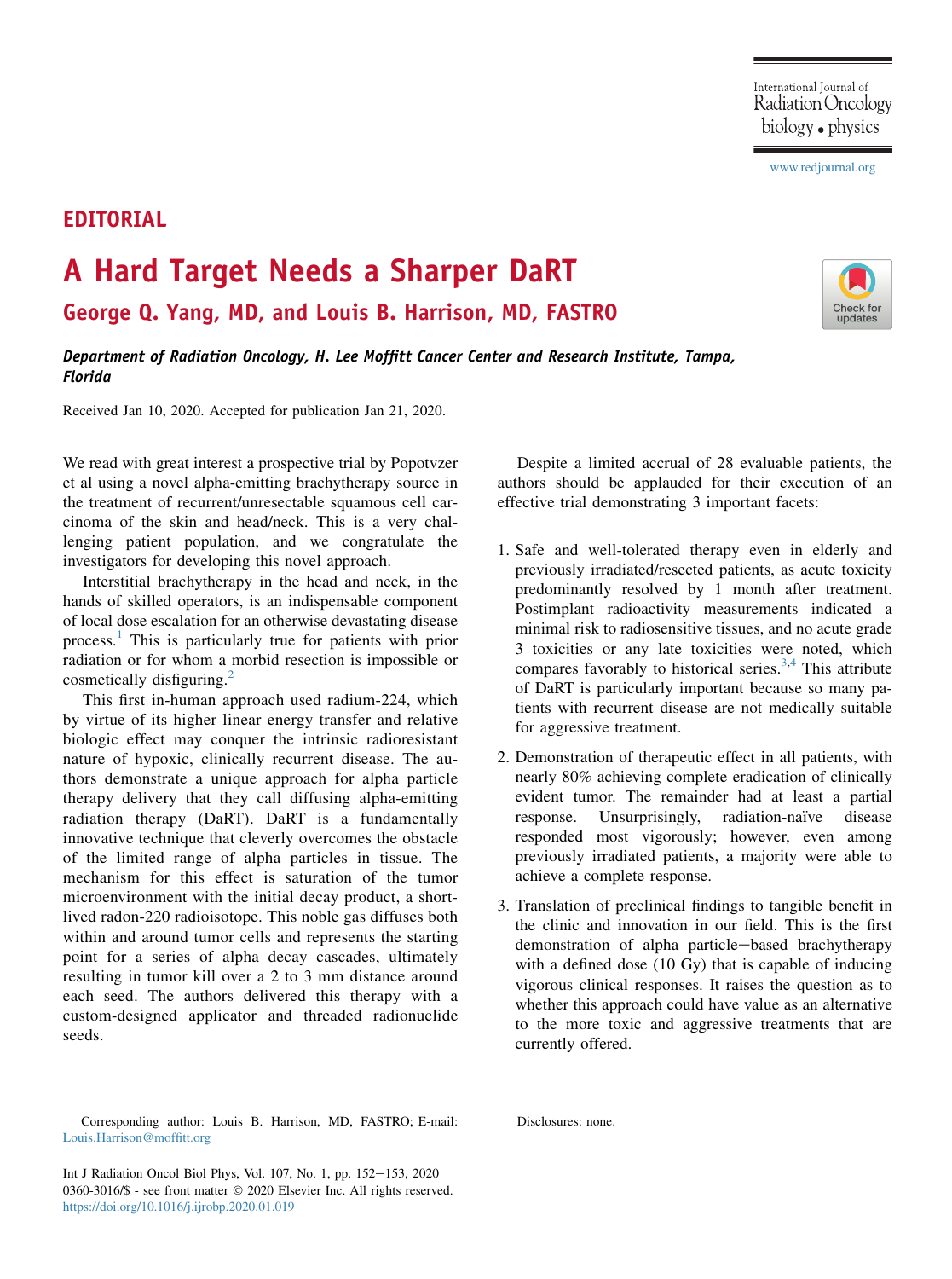EDITORIAL

# A Hard Target Needs a Sharper DaRT

## George Q. Yang, MD, and Louis B. Harrison, MD, FASTRO

***Department of Radiation Oncology, H. Lee Moffitt Cancer Center and Research Institute, Tampa, Florida***

Received Jan 10, 2020. Accepted for publication Jan 21, 2020.

We read with great interest a prospective trial by Popotvzer et al using a novel alpha-emitting brachytherapy source in the treatment of recurrent/unresectable squamous cell carcinoma of the skin and head/neck. This is a very challenging patient population, and we congratulate the investigators for developing this novel approach.

Interstitial brachytherapy in the head and neck, in the hands of skilled operators, is an indispensable component of local dose escalation for an otherwise devastating disease process.[1] This is particularly true for patients with prior radiation or for whom a morbid resection is impossible or cosmetically disfiguring.[2]

This first in-human approach used radium-224, which by virtue of its higher linear energy transfer and relative biologic effect may conquer the intrinsic radioresistant nature of hypoxic, clinically recurrent disease. The authors demonstrate a unique approach for alpha particle therapy delivery that they call diffusing alpha-emitting radiation therapy (DaRT). DaRT is a fundamentally innovative technique that cleverly overcomes the obstacle of the limited range of alpha particles in tissue. The mechanism for this effect is saturation of the tumor microenvironment with the initial decay product, a short-lived radon-220 radioisotope. This noble gas diffuses both within and around tumor cells and represents the starting point for a series of alpha decay cascades, ultimately resulting in tumor kill over a 2 to 3 mm distance around each seed. The authors delivered this therapy with a custom-designed applicator and threaded radionuclide seeds.

Despite a limited accrual of 28 evaluable patients, the authors should be applauded for their execution of an effective trial demonstrating 3 important facets:

1. Safe and well-tolerated therapy even in elderly and previously irradiated/resected patients, as acute toxicity predominantly resolved by 1 month after treatment. Postimplant radioactivity measurements indicated a minimal risk to radiosensitive tissues, and no acute grade 3 toxicities or any late toxicities were noted, which compares favorably to historical series.[3,4] This attribute of DaRT is particularly important because so many patients with recurrent disease are not medically suitable for aggressive treatment.
2. Demonstration of therapeutic effect in all patients, with nearly 80% achieving complete eradication of clinically evident tumor. The remainder had at least a partial response. Unsurprisingly, radiation-naïve disease responded most vigorously; however, even among previously irradiated patients, a majority were able to achieve a complete response.
3. Translation of preclinical findings to tangible benefit in the clinic and innovation in our field. This is the first demonstration of alpha particle−based brachytherapy with a defined dose (10 Gy) that is capable of inducing vigorous clinical responses. It raises the question as to whether this approach could have value as an alternative to the more toxic and aggressive treatments that are currently offered.

Corresponding author: Louis B. Harrison, MD, FASTRO; E-mail: Louis.Harrison@moffitt.org

Disclosures: none.

0360-3016/$ - see front matter © 2020 Elsevier Inc. All rights reserved.
https://doi.org/10.1016/j.ijrobp.2020.01.019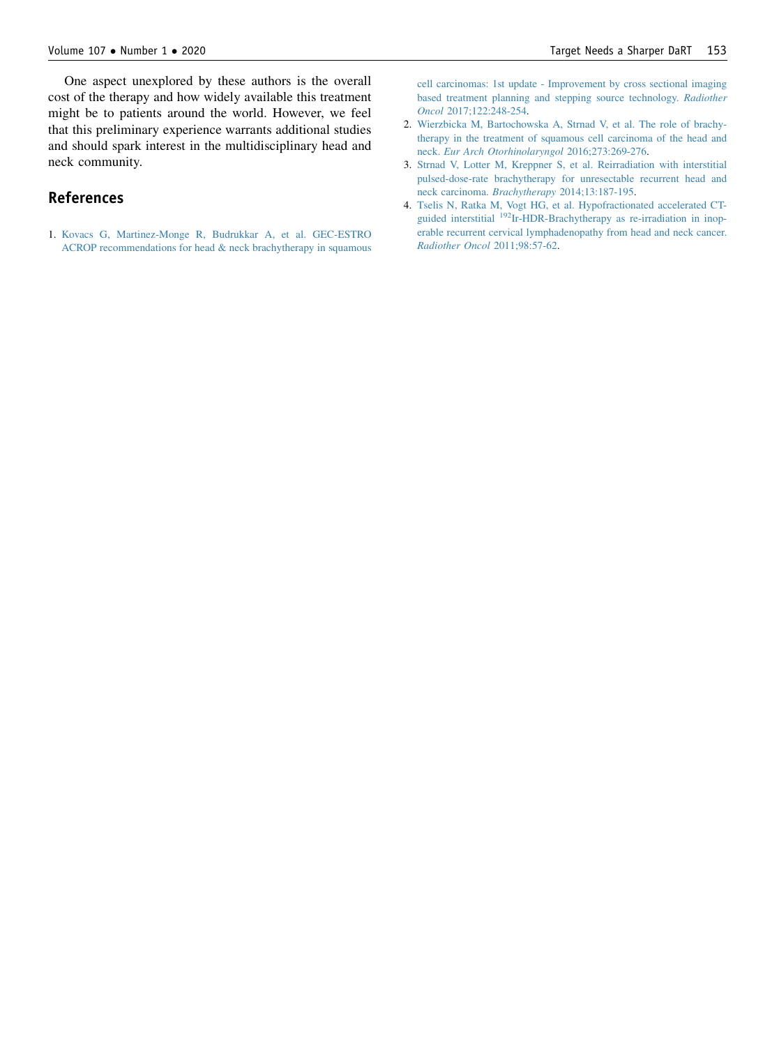One aspect unexplored by these authors is the overall cost of the therapy and how widely available this treatment might be to patients around the world. However, we feel that this preliminary experience warrants additional studies and should spark interest in the multidisciplinary head and neck community.

## References

1. Kovacs G, Martinez-Monge R, Budrukkar A, et al. GEC-ESTRO ACROP recommendations for head & neck brachytherapy in squamous cell carcinomas: 1st update - Improvement by cross sectional imaging based treatment planning and stepping source technology. *Radiother Oncol* 2017;122:248-254.
2. Wierzbicka M, Bartochowska A, Strnad V, et al. The role of brachytherapy in the treatment of squamous cell carcinoma of the head and neck. *Eur Arch Otorhinolaryngol* 2016;273:269-276.
3. Strnad V, Lotter M, Kreppner S, et al. Reirradiation with interstitial pulsed-dose-rate brachytherapy for unresectable recurrent head and neck carcinoma. *Brachytherapy* 2014;13:187-195.
4. Tselis N, Ratka M, Vogt HG, et al. Hypofractionated accelerated CT-guided interstitial $^{192}$Ir-HDR-Brachytherapy as re-irradiation in inoperable recurrent cervical lymphadenopathy from head and neck cancer. *Radiother Oncol* 2011;98:57-62.